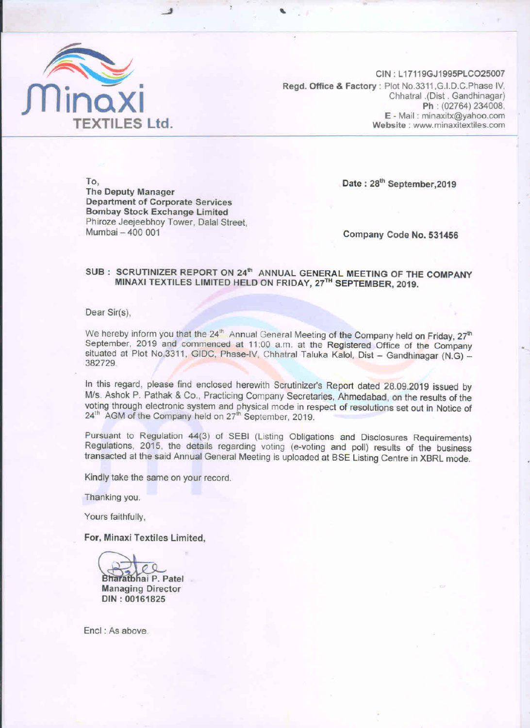**Minaxi TEXTILES Ltd.**

CIN : L17119GJ1995PLC025007
**Regd. Office & Factory** : Plot No.3311,G.I.D.C.Phase IV, Chhatral .(Dist . Gandhinagar)
**Ph** : (02764) 234008,
**E - Mail** : minaxitx@yahoo.com
**Website** : www.minaxitextiles.com

To,
**The Deputy Manager**
**Department of Corporate Services**
**Bombay Stock Exchange Limited**
Phiroze Jeejeebhoy Tower, Dalal Street,
Mumbai – 400 001

**Date : 28th September,2019**

**Company Code No. 531456**

**SUB : SCRUTINIZER REPORT ON 24th ANNUAL GENERAL MEETING OF THE COMPANY MINAXI TEXTILES LIMITED HELD ON FRIDAY, 27TH SEPTEMBER, 2019.**

Dear Sir(s),

We hereby inform you that the 24th Annual General Meeting of the Company held on Friday, 27th September, 2019 and commenced at 11:00 a.m. at the Registered Office of the Company situated at Plot No.3311, GIDC, Phase-IV, Chhatral Taluka Kalol, Dist – Gandhinagar (N.G) – 382729.

In this regard, please find enclosed herewith Scrutinizer's Report dated 28.09.2019 issued by M/s. Ashok P. Pathak & Co., Practicing Company Secretaries, Ahmedabad, on the results of the voting through electronic system and physical mode in respect of resolutions set out in Notice of 24th AGM of the Company held on 27th September, 2019.

Pursuant to Regulation 44(3) of SEBI (Listing Obligations and Disclosures Requirements) Regulations, 2015, the details regarding voting (e-voting and poll) results of the business transacted at the said Annual General Meeting is uploaded at BSE Listing Centre in XBRL mode.

Kindly take the same on your record.

Thanking you.

Yours faithfully,

**For, Minaxi Textiles Limited,**

Bharatbhai P. Patel
**Managing Director**
**DIN : 00161825**

Encl : As above.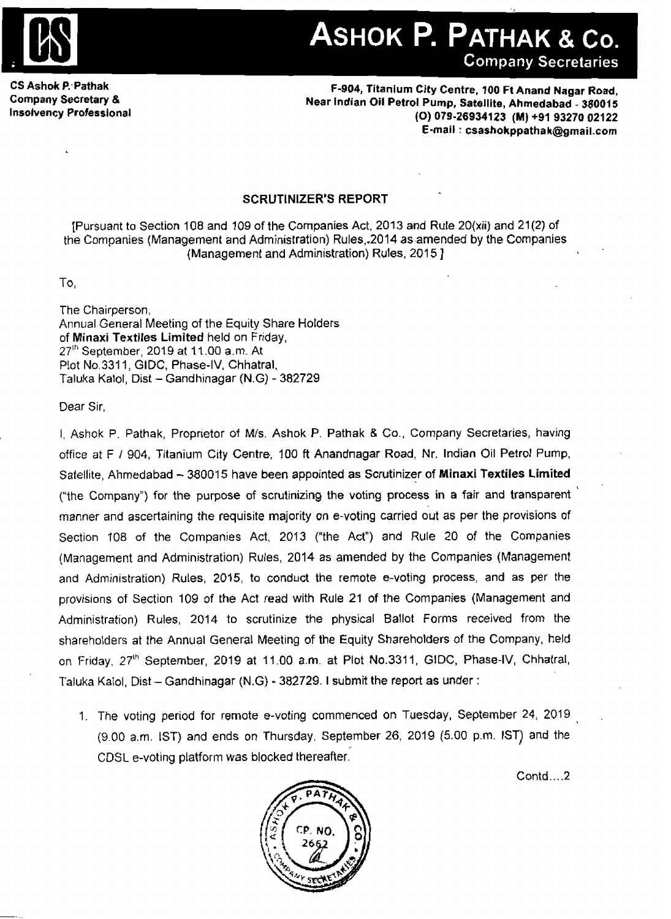# ASHOK P. PATHAK & Co.

**Company Secretaries**

**CS Ashok P. Pathak**
**Company Secretary &**
**Insolvency Professional**

**F-904, Titanium City Centre, 100 Ft Anand Nagar Road,**
**Near Indian Oil Petrol Pump, Satellite, Ahmedabad - 380015**
**(O) 079-26934123 (M) +91 93270 02122**
**E-mail : csashokppathak@gmail.com**

## SCRUTINIZER'S REPORT

[Pursuant to Section 108 and 109 of the Companies Act, 2013 and Rule 20(xii) and 21(2) of the Companies (Management and Administration) Rules, 2014 as amended by the Companies (Management and Administration) Rules, 2015 ]

To,

The Chairperson,
Annual General Meeting of the Equity Share Holders of **Minaxi Textiles Limited** held on Friday, 27th September, 2019 at 11.00 a.m. At Plot No.3311, GIDC, Phase-IV, Chhatral, Taluka Kalol, Dist – Gandhinagar (N.G) - 382729

Dear Sir,

I, Ashok P. Pathak, Proprietor of M/s. Ashok P. Pathak & Co., Company Secretaries, having office at F / 904, Titanium City Centre, 100 ft Anandnagar Road, Nr. Indian Oil Petrol Pump, Satellite, Ahmedabad – 380015 have been appointed as Scrutinizer of **Minaxi Textiles Limited** ("the Company") for the purpose of scrutinizing the voting process in a fair and transparent manner and ascertaining the requisite majority on e-voting carried out as per the provisions of Section 108 of the Companies Act, 2013 ("the Act") and Rule 20 of the Companies (Management and Administration) Rules, 2014 as amended by the Companies (Management and Administration) Rules, 2015, to conduct the remote e-voting process, and as per the provisions of Section 109 of the Act read with Rule 21 of the Companies (Management and Administration) Rules, 2014 to scrutinize the physical Ballot Forms received from the shareholders at the Annual General Meeting of the Equity Shareholders of the Company, held on Friday, 27th September, 2019 at 11.00 a.m. at Plot No.3311, GIDC, Phase-IV, Chhatral, Taluka Kalol, Dist – Gandhinagar (N.G) - 382729. I submit the report as under :

1. The voting period for remote e-voting commenced on Tuesday, September 24, 2019 (9.00 a.m. IST) and ends on Thursday, September 26, 2019 (5.00 p.m. IST) and the CDSL e-voting platform was blocked thereafter.

Contd....2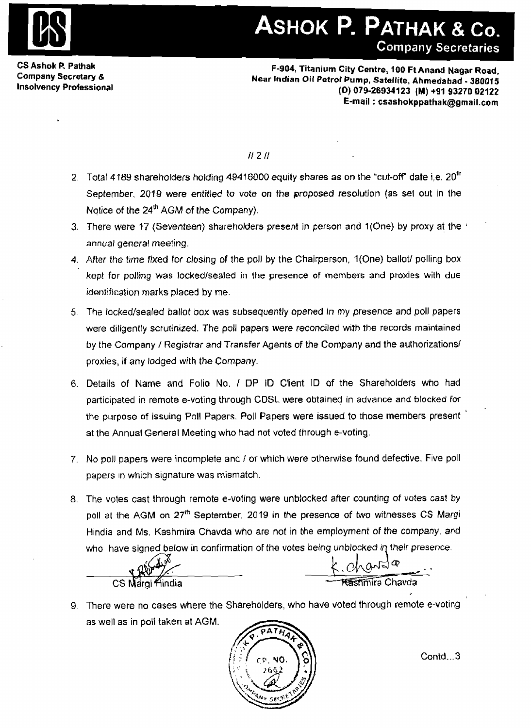# ASHOK P. PATHAK & Co.

Company Secretaries

CS Ashok P. Pathak
Company Secretary &
Insolvency Professional

F-904, Titanium City Centre, 100 Ft Anand Nagar Road,
Near Indian Oil Petrol Pump, Satellite, Ahmedabad - 380015
(O) 079-26934123 (M) +91 93270 02122
E-mail : csashokppathak@gmail.com

// 2 //

2. Total 4189 shareholders holding 49416000 equity shares as on the "cut-off" date i.e. 20th September, 2019 were entitled to vote on the proposed resolution (as set out in the Notice of the 24th AGM of the Company).
3. There were 17 (Seventeen) shareholders present in person and 1(One) by proxy at the annual general meeting.
4. After the time fixed for closing of the poll by the Chairperson, 1(One) ballot/ polling box kept for polling was locked/sealed in the presence of members and proxies with due identification marks placed by me.
5. The locked/sealed ballot box was subsequently opened in my presence and poll papers were diligently scrutinized. The poll papers were reconciled with the records maintained by the Company / Registrar and Transfer Agents of the Company and the authorizations/ proxies, if any lodged with the Company.
6. Details of Name and Folio No. / DP ID Client ID of the Shareholders who had participated in remote e-voting through CDSL were obtained in advance and blocked for the purpose of issuing Poll Papers. Poll Papers were issued to those members present at the Annual General Meeting who had not voted through e-voting.
7. No poll papers were incomplete and / or which were otherwise found defective. Five poll papers in which signature was mismatch.
8. The votes cast through remote e-voting were unblocked after counting of votes cast by poll at the AGM on 27th September, 2019 in the presence of two witnesses CS Margi Hindia and Ms. Kashmira Chavda who are not in the employment of the company, and who have signed below in confirmation of the votes being unblocked in their presence.

CS Margi Hindia | Kashmira Chavda

9. There were no cases where the Shareholders, who have voted through remote e-voting as well as in poll taken at AGM.

Contd...3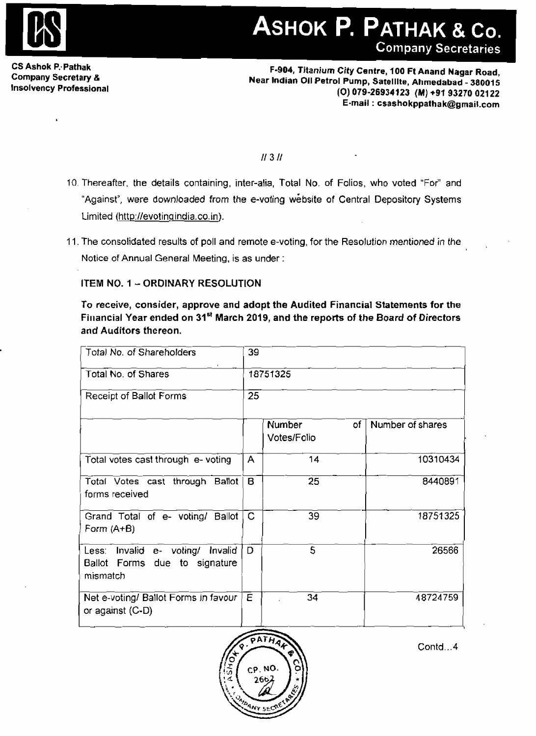**CS Ashok P. Pathak**
**Company Secretary &**
**Insolvency Professional**

# ASHOK P. PATHAK & Co.
**Company Secretaries**

**F-904, Titanium City Centre, 100 Ft Anand Nagar Road, Near Indian Oil Petrol Pump, Satellite, Ahmedabad - 380015**
**(O) 079-26934123 (M) +91 93270 02122**
**E-mail : csashokppathak@gmail.com**

// 3 //

10. Thereafter, the details containing, inter-alia, Total No. of Folios, who voted "For" and "Against", were downloaded from the e-voting website of Central Depository Systems Limited (http://evotingindia.co.in).

11. The consolidated results of poll and remote e-voting, for the Resolution mentioned in the Notice of Annual General Meeting, is as under :

**ITEM NO. 1 – ORDINARY RESOLUTION**

**To receive, consider, approve and adopt the Audited Financial Statements for the Financial Year ended on 31st March 2019, and the reports of the Board of Directors and Auditors thereon.**

| Total No. of Shareholders | 39 | | |
|---|---|---|---|
| Total No. of Shares | 18751325 | | |
| Receipt of Ballot Forms | 25 | | |
| | | Number of Votes/Folio | Number of shares |
| Total votes cast through e- voting | A | 14 | 10310434 |
| Total Votes cast through Ballot forms received | B | 25 | 8440891 |
| Grand Total of e- voting/ Ballot Form (A+B) | C | 39 | 18751325 |
| Less: Invalid e- voting/ Invalid Ballot Forms due to signature mismatch | D | 5 | 26566 |
| Net e-voting/ Ballot Forms in favour or against (C-D) | E | 34 | 18724759 |

Contd...4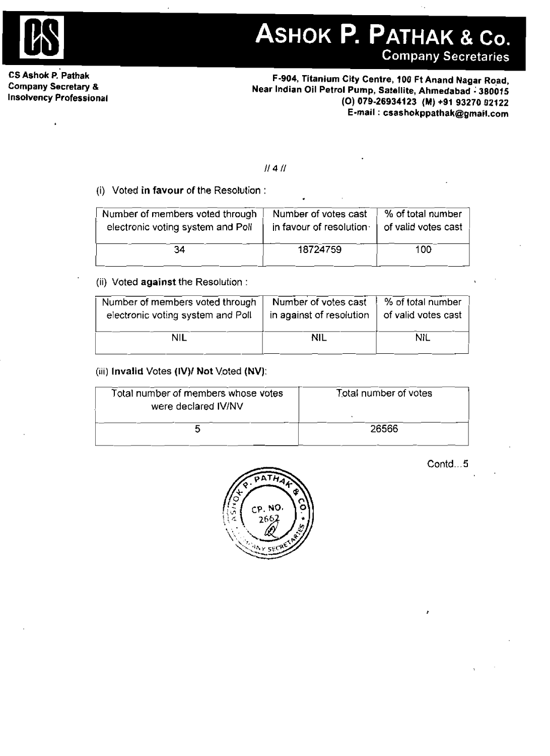# ASHOK P. PATHAK & Co.
Company Secretaries

**CS Ashok P. Pathak**
**Company Secretary &**
**Insolvency Professional**

**F-904, Titanium City Centre, 100 Ft Anand Nagar Road,**
**Near Indian Oil Petrol Pump, Satellite, Ahmedabad - 380015**
**(O) 079-26934123 (M) +91 93270 02122**
**E-mail : csashokppathak@gmail.com**

// 4 //

(i) Voted **in favour** of the Resolution :

| Number of members voted through electronic voting system and Poll | Number of votes cast in favour of resolution | % of total number of valid votes cast |
|---|---|---|
| 34 | 18724759 | 100 |

(ii) Voted **against** the Resolution :

| Number of members voted through electronic voting system and Poll | Number of votes cast in against of resolution | % of total number of valid votes cast |
|---|---|---|
| NIL | NIL | NIL |

(iii) **Invalid** Votes **(IV)/ Not** Voted **(NV)**:

| Total number of members whose votes were declared IV/NV | Total number of votes |
|---|---|
| 5 | 26566 |

Contd...5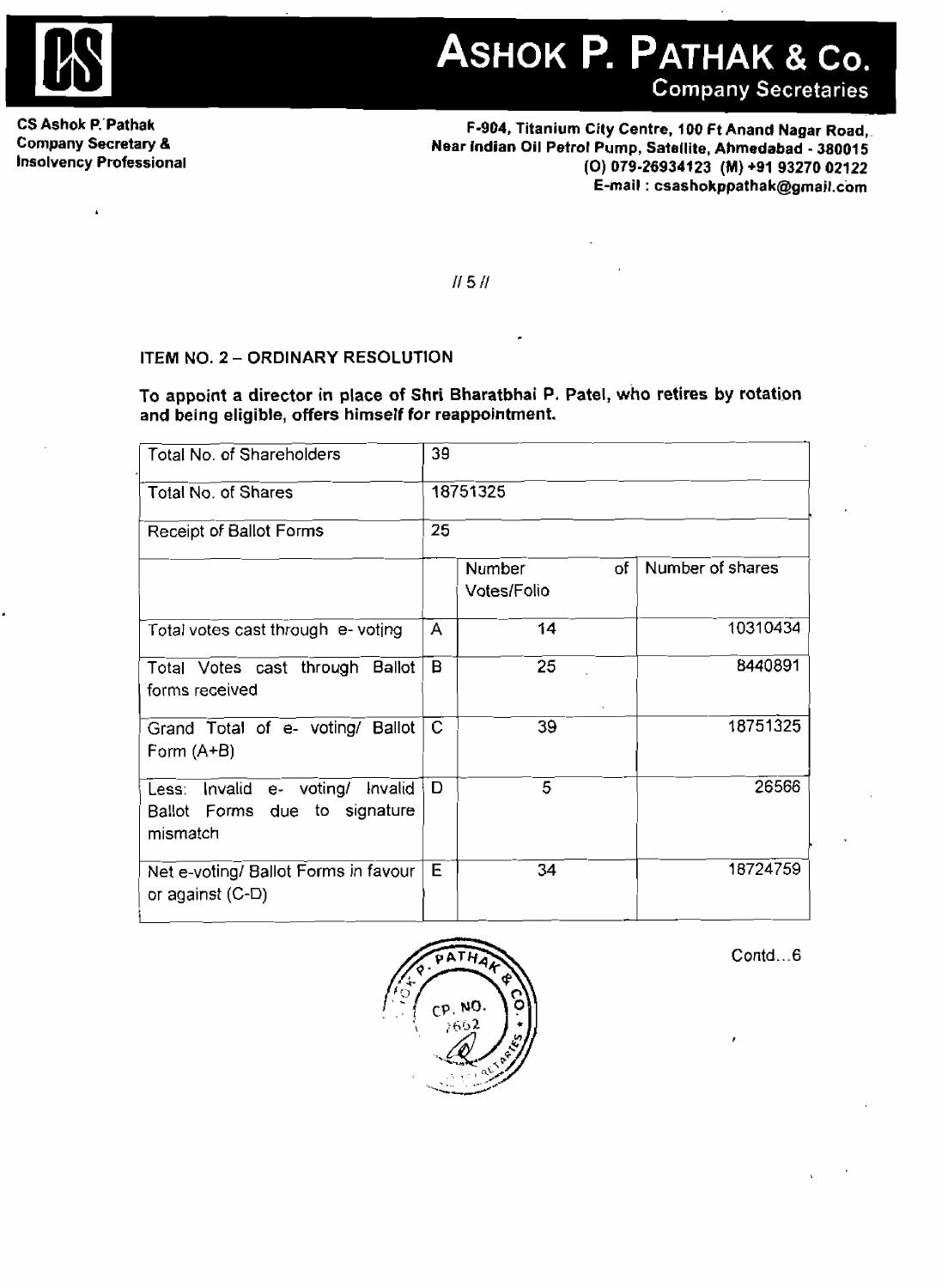**ASHOK P. PATHAK & Co.**
Company Secretaries

**CS Ashok P. Pathak**
**Company Secretary &**
**Insolvency Professional**

**F-904, Titanium City Centre, 100 Ft Anand Nagar Road,**
**Near Indian Oil Petrol Pump, Satellite, Ahmedabad - 380015**
**(O) 079-26934123 (M) +91 93270 02122**
**E-mail : csashokppathak@gmail.com**

// 5 //

**ITEM NO. 2 – ORDINARY RESOLUTION**

**To appoint a director in place of Shri Bharatbhai P. Patel, who retires by rotation and being eligible, offers himself for reappointment.**

| Total No. of Shareholders | 39 | | |
|---|---|---|---|
| Total No. of Shares | 18751325 | | |
| Receipt of Ballot Forms | 25 | | |
| | | Number of Votes/Folio | Number of shares |
| Total votes cast through e- voting | A | 14 | 10310434 |
| Total Votes cast through Ballot forms received | B | 25 | 8440891 |
| Grand Total of e- voting/ Ballot Form (A+B) | C | 39 | 18751325 |
| Less: Invalid e- voting/ Invalid Ballot Forms due to signature mismatch | D | 5 | 26566 |
| Net e-voting/ Ballot Forms in favour or against (C-D) | E | 34 | 18724759 |

Contd…6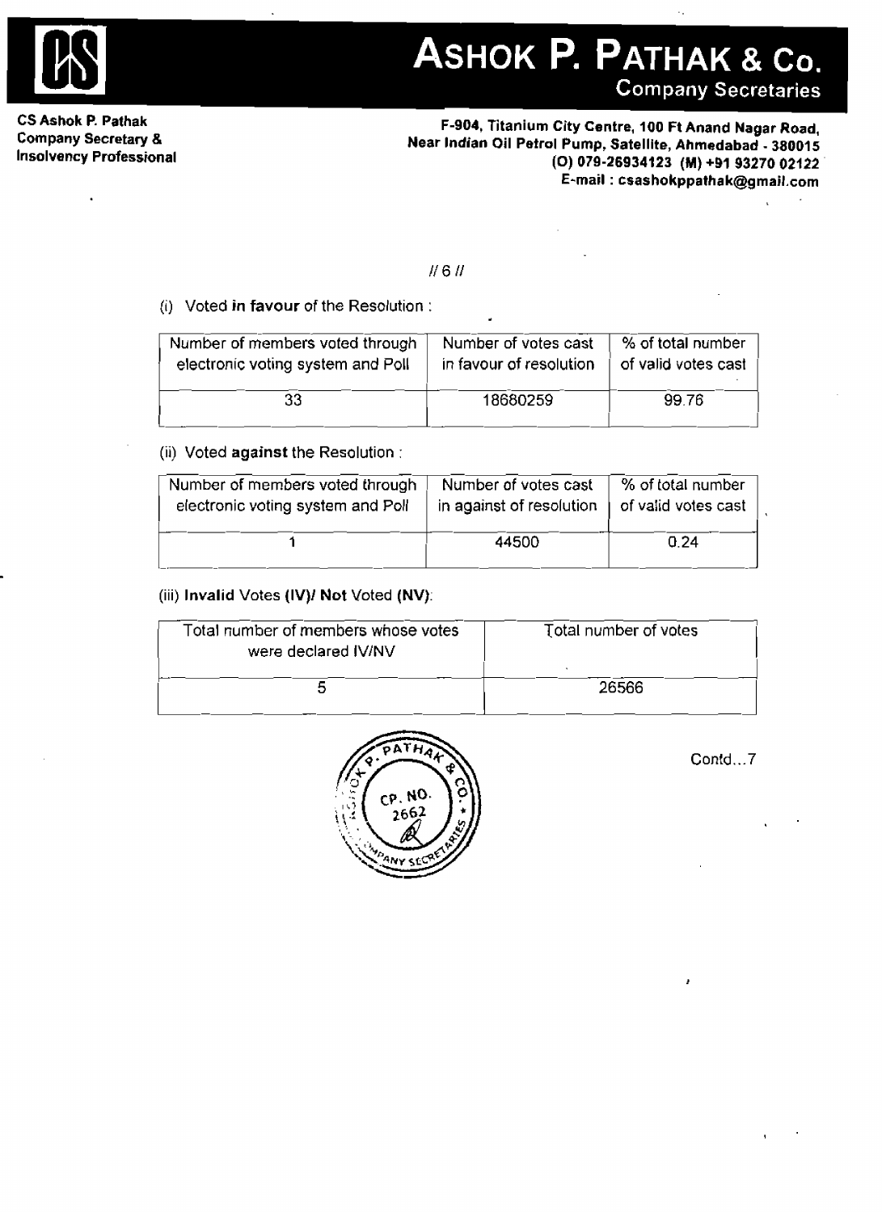(i) Voted **in favour** of the Resolution :

| Number of members voted through electronic voting system and Poll | Number of votes cast in favour of resolution | % of total number of valid votes cast |
|---|---|---|
| 33 | 18680259 | 99.76 |

(ii) Voted **against** the Resolution :

| Number of members voted through electronic voting system and Poll | Number of votes cast in against of resolution | % of total number of valid votes cast |
|---|---|---|
| 1 | 44500 | 0.24 |

(iii) **Invalid** Votes **(IV)/ Not** Voted **(NV)**:

| Total number of members whose votes were declared IV/NV | Total number of votes |
|---|---|
| 5 | 26566 |

Contd...7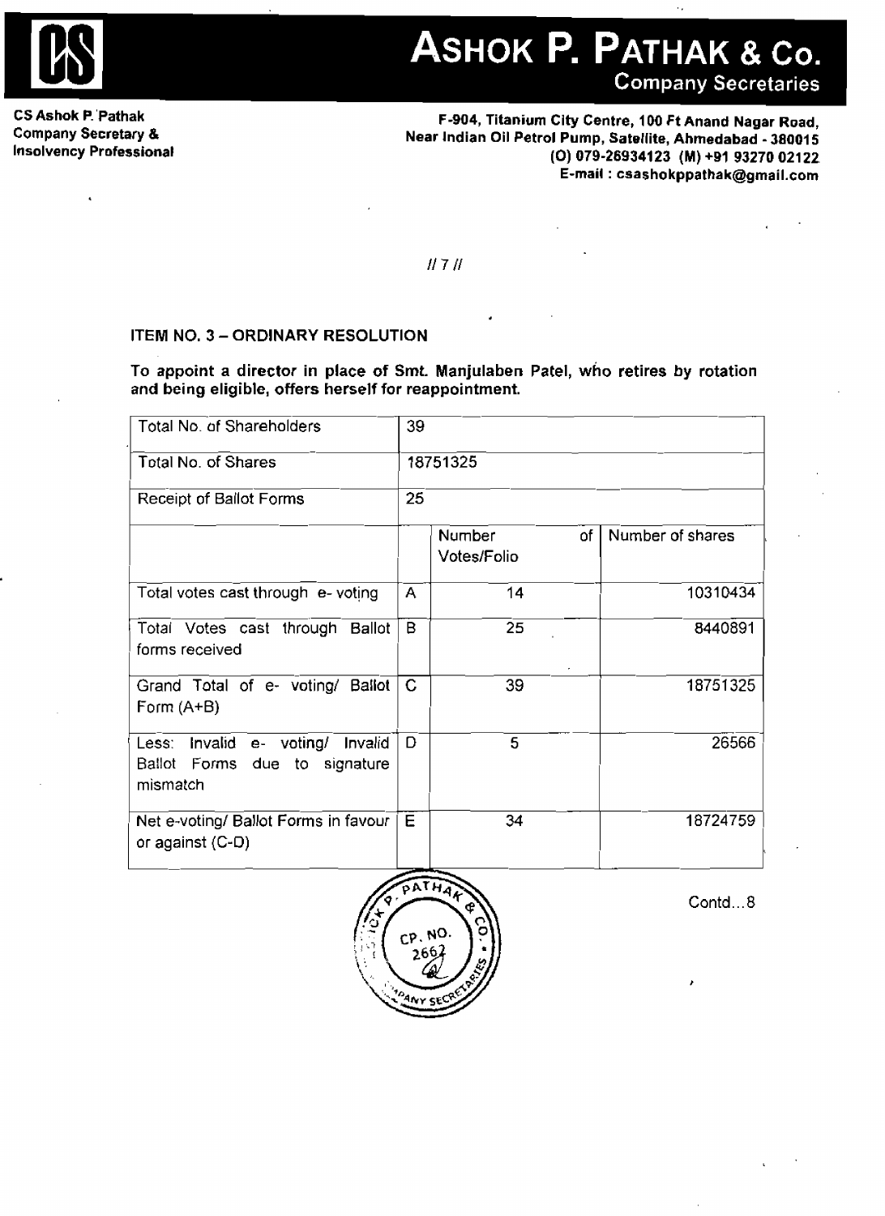# ASHOK P. PATHAK & Co.
**Company Secretaries**

**CS Ashok P. Pathak**
**Company Secretary &**
**Insolvency Professional**

**F-904, Titanium City Centre, 100 Ft Anand Nagar Road, Near Indian Oil Petrol Pump, Satellite, Ahmedabad - 380015**
**(O) 079-26934123 (M) +91 93270 02122**
**E-mail : csashokppathak@gmail.com**

// 7 //

**ITEM NO. 3 – ORDINARY RESOLUTION**

**To appoint a director in place of Smt. Manjulaben Patel, who retires by rotation and being eligible, offers herself for reappointment.**

| Total No. of Shareholders | 39 | | |
|---|---|---|---|
| Total No. of Shares | 18751325 | | |
| Receipt of Ballot Forms | 25 | | |
| | | Number of Votes/Folio | Number of shares |
| Total votes cast through e- voting | A | 14 | 10310434 |
| Total Votes cast through Ballot forms received | B | 25 | 8440891 |
| Grand Total of e- voting/ Ballot Form (A+B) | C | 39 | 18751325 |
| Less: Invalid e- voting/ Invalid Ballot Forms due to signature mismatch | D | 5 | 26566 |
| Net e-voting/ Ballot Forms in favour or against (C-D) | E | 34 | 18724759 |

Contd...8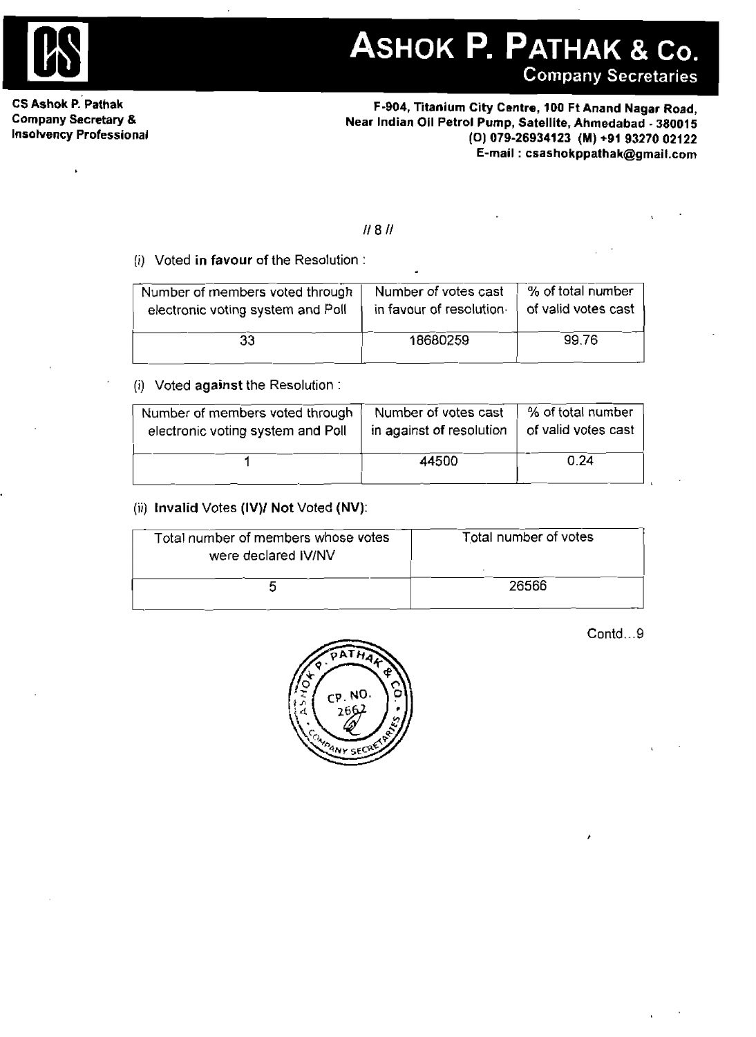(i) Voted **in favour** of the Resolution :

| Number of members voted through electronic voting system and Poll | Number of votes cast in favour of resolution | % of total number of valid votes cast |
|---|---|---|
| 33 | 18680259 | 99.76 |

(i) Voted **against** the Resolution :

| Number of members voted through electronic voting system and Poll | Number of votes cast in against of resolution | % of total number of valid votes cast |
|---|---|---|
| 1 | 44500 | 0.24 |

(ii) **Invalid** Votes **(IV)/ Not** Voted **(NV)**:

| Total number of members whose votes were declared IV/NV | Total number of votes |
|---|---|
| 5 | 26566 |

Contd...9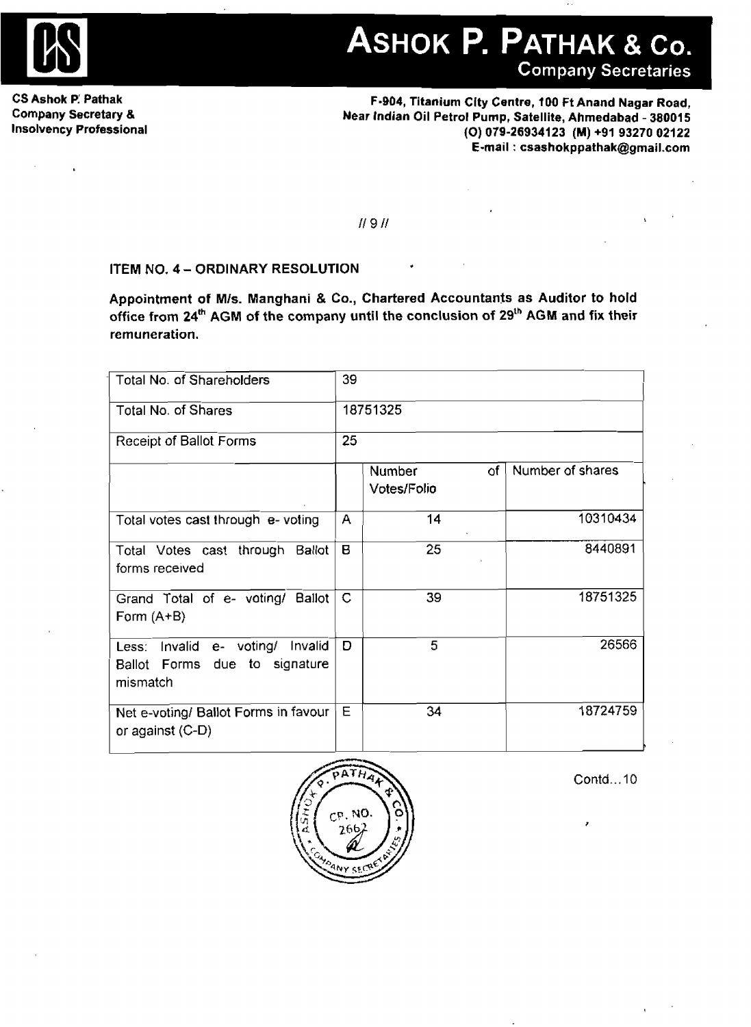**ITEM NO. 4 – ORDINARY RESOLUTION**

**Appointment of M/s. Manghani & Co., Chartered Accountants as Auditor to hold office from 24th AGM of the company until the conclusion of 29th AGM and fix their remuneration.**

| Total No. of Shareholders | 39 | | |
|---|---|---|---|
| Total No. of Shares | 18751325 | | |
| Receipt of Ballot Forms | 25 | | |
| | | Number of Votes/Folio | Number of shares |
| Total votes cast through e- voting | A | 14 | 10310434 |
| Total Votes cast through Ballot forms received | B | 25 | 8440891 |
| Grand Total of e- voting/ Ballot Form (A+B) | C | 39 | 18751325 |
| Less: Invalid e- voting/ Invalid Ballot Forms due to signature mismatch | D | 5 | 26566 |
| Net e-voting/ Ballot Forms in favour or against (C-D) | E | 34 | 18724759 |

Contd...10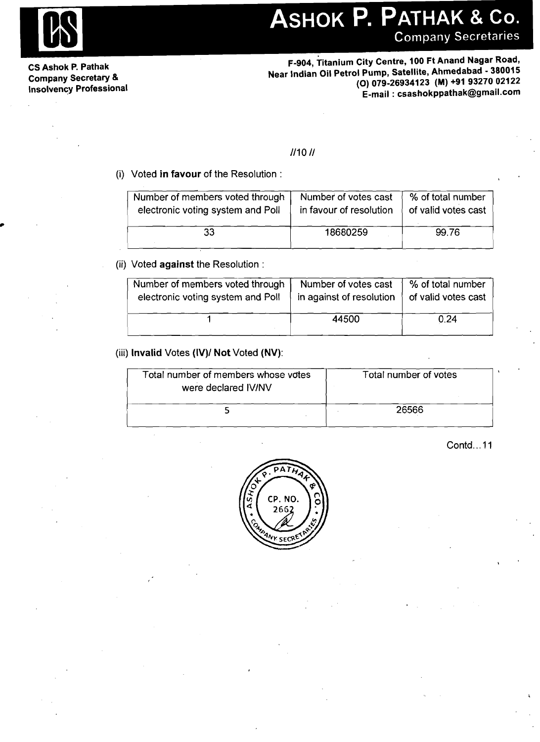# ASHOK P. PATHAK & Co.

Company Secretaries

**CS Ashok P. Pathak**
**Company Secretary &**
**Insolvency Professional**

**F-904, Titanium City Centre, 100 Ft Anand Nagar Road,**
**Near Indian Oil Petrol Pump, Satellite, Ahmedabad - 380015**
**(O) 079-26934123 (M) +91 93270 02122**
**E-mail : csashokppathak@gmail.com**

//10 //

(i) Voted **in favour** of the Resolution :

| Number of members voted through electronic voting system and Poll | Number of votes cast in favour of resolution | % of total number of valid votes cast |
|---|---|---|
| 33 | 18680259 | 99.76 |

(ii) Voted **against** the Resolution :

| Number of members voted through electronic voting system and Poll | Number of votes cast in against of resolution | % of total number of valid votes cast |
|---|---|---|
| 1 | 44500 | 0.24 |

(iii) **Invalid** Votes **(IV)/ Not** Voted **(NV)**:

| Total number of members whose votes were declared IV/NV | Total number of votes |
|---|---|
| 5 | 26566 |

Contd...11

ASHOK P. PATHAK & CO. COMPANY SECRETARIES CP. NO. 2662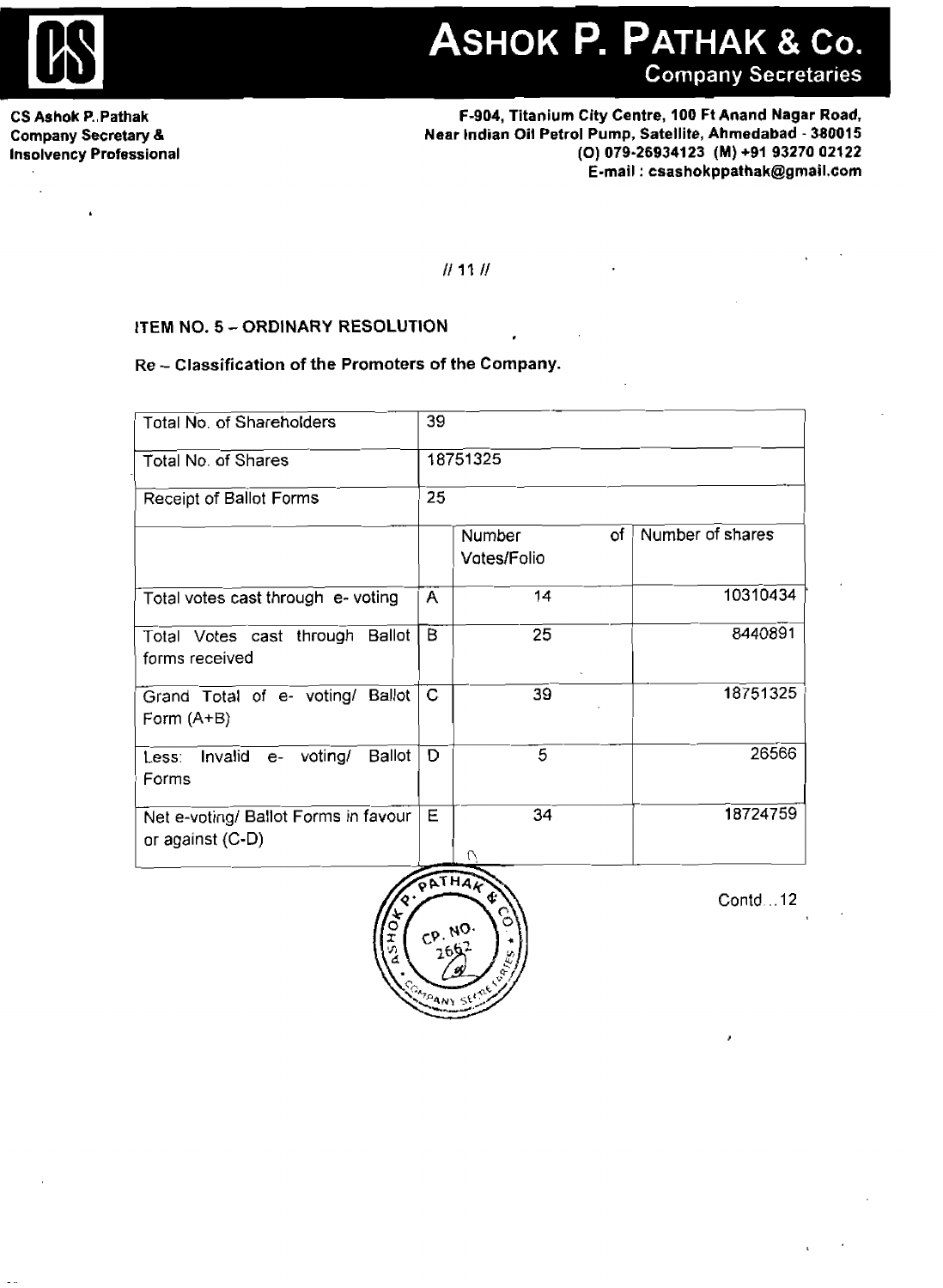## ITEM NO. 5 – ORDINARY RESOLUTION

**Re – Classification of the Promoters of the Company.**

| Total No. of Shareholders | 39 | | |
|---|---|---|---|
| Total No. of Shares | 18751325 | | |
| Receipt of Ballot Forms | 25 | | |
| | | Number of Votes/Folio | Number of shares |
| Total votes cast through e- voting | A | 14 | 10310434 |
| Total Votes cast through Ballot forms received | B | 25 | 8440891 |
| Grand Total of e- voting/ Ballot Form (A+B) | C | 39 | 18751325 |
| Less: Invalid e- voting/ Ballot Forms | D | 5 | 26566 |
| Net e-voting/ Ballot Forms in favour or against (C-D) | E | 34 | 18724759 |

Contd…12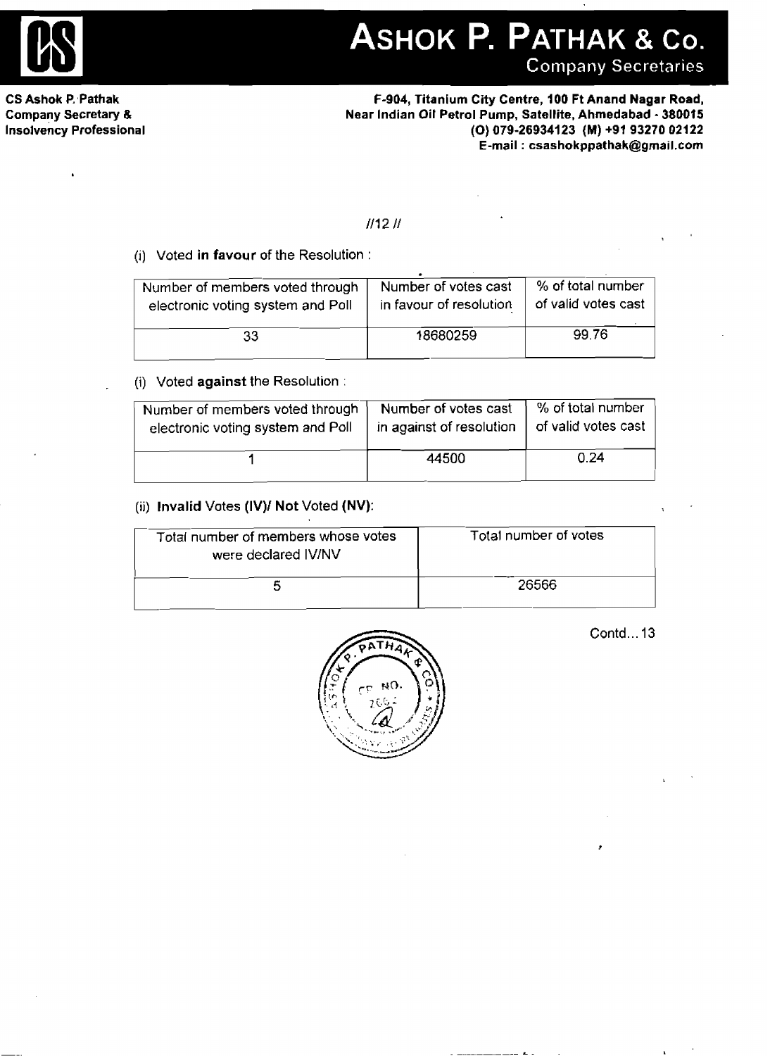**ASHOK P. PATHAK & Co.**
Company Secretaries

**CS Ashok P. Pathak**
**Company Secretary &**
**Insolvency Professional**

**F-904, Titanium City Centre, 100 Ft Anand Nagar Road,**
**Near Indian Oil Petrol Pump, Satellite, Ahmedabad - 380015**
**(O) 079-26934123 (M) +91 93270 02122**
**E-mail : csashokppathak@gmail.com**

//12 //

(i) Voted **in favour** of the Resolution :

| Number of members voted through electronic voting system and Poll | Number of votes cast in favour of resolution | % of total number of valid votes cast |
|---|---|---|
| 33 | 18680259 | 99.76 |

(i) Voted **against** the Resolution :

| Number of members voted through electronic voting system and Poll | Number of votes cast in against of resolution | % of total number of valid votes cast |
|---|---|---|
| 1 | 44500 | 0.24 |

(ii) **Invalid** Votes **(IV)/ Not** Voted **(NV)**:

| Total number of members whose votes were declared IV/NV | Total number of votes |
|---|---|
| 5 | 26566 |

Contd... 13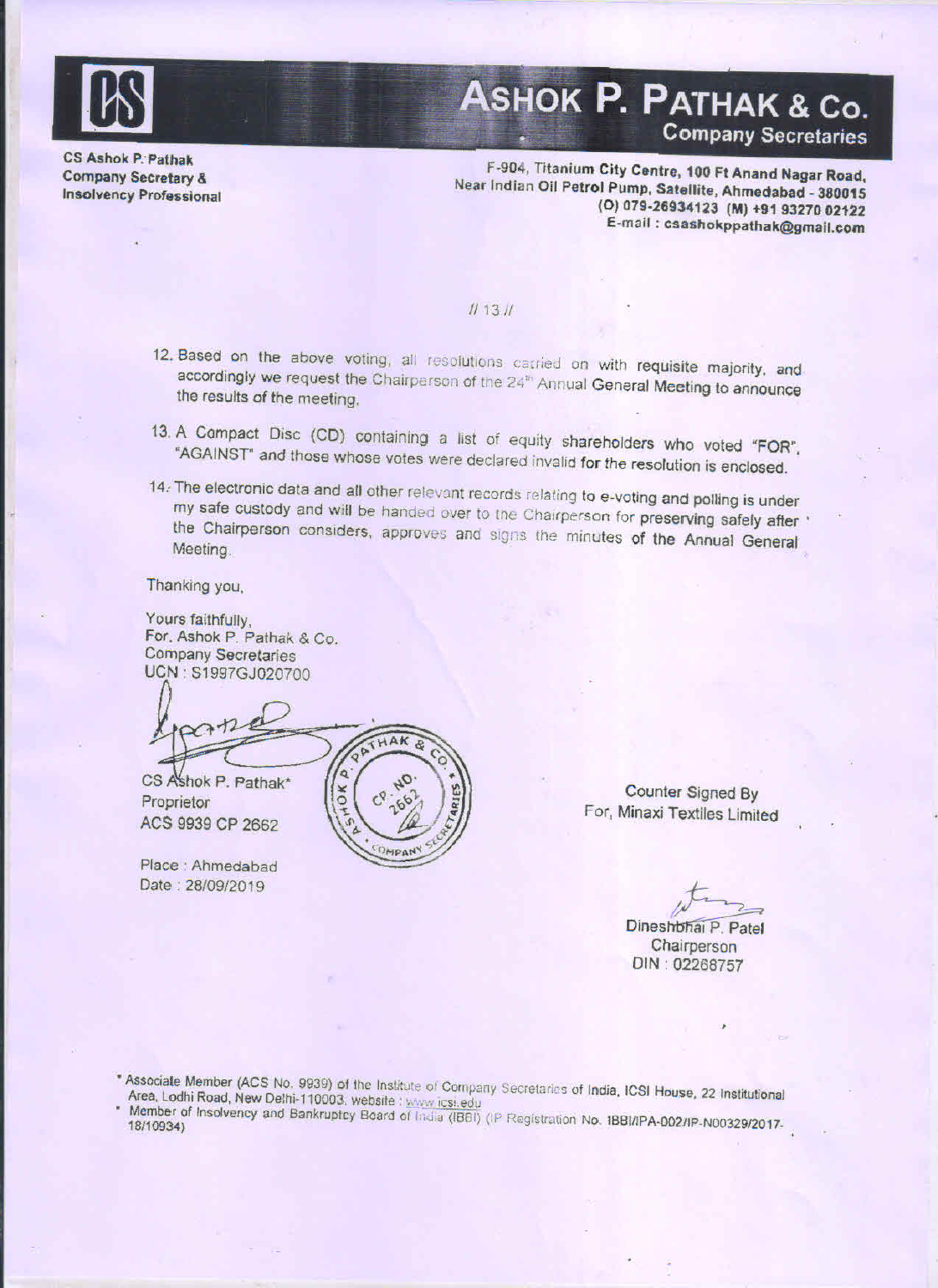# ASHOK P. PATHAK & Co.

**Company Secretaries**

**CS Ashok P. Pathak**
**Company Secretary &**
**Insolvency Professional**

**F-904, Titanium City Centre, 100 Ft Anand Nagar Road,**
**Near Indian Oil Petrol Pump, Satellite, Ahmedabad - 380015**
**(O) 079-26934123 (M) +91 93270 02122**
**E-mail : csashokppathak@gmail.com**

// 13 //

12. Based on the above voting, all resolutions carried on with requisite majority, and accordingly we request the Chairperson of the 24th Annual General Meeting to announce the results of the meeting.

13. A Compact Disc (CD) containing a list of equity shareholders who voted "FOR", "AGAINST" and those whose votes were declared invalid for the resolution is enclosed.

14. The electronic data and all other relevant records relating to e-voting and polling is under my safe custody and will be handed over to the Chairperson for preserving safely after the Chairperson considers, approves and signs the minutes of the Annual General Meeting.

Thanking you,

Yours faithfully,
For, Ashok P. Pathak & Co.
Company Secretaries
UCN : S1997GJ020700

CS Ashok P. Pathak*
Proprietor
ACS 9939 CP 2662

Place : Ahmedabad
Date : 28/09/2019

Counter Signed By
For, Minaxi Textiles Limited

Dineshbhai P. Patel
Chairperson
DIN : 02268757

* Associate Member (ACS No. 9939) of the Institute of Company Secretaries of India, ICSI House, 22 Institutional Area, Lodhi Road, New Delhi-110003. website : www.icsi.edu

* Member of Insolvency and Bankruptcy Board of India (IBBI) (IP Registration No. IBBI/IPA-002/IP-N00329/2017-18/10934)